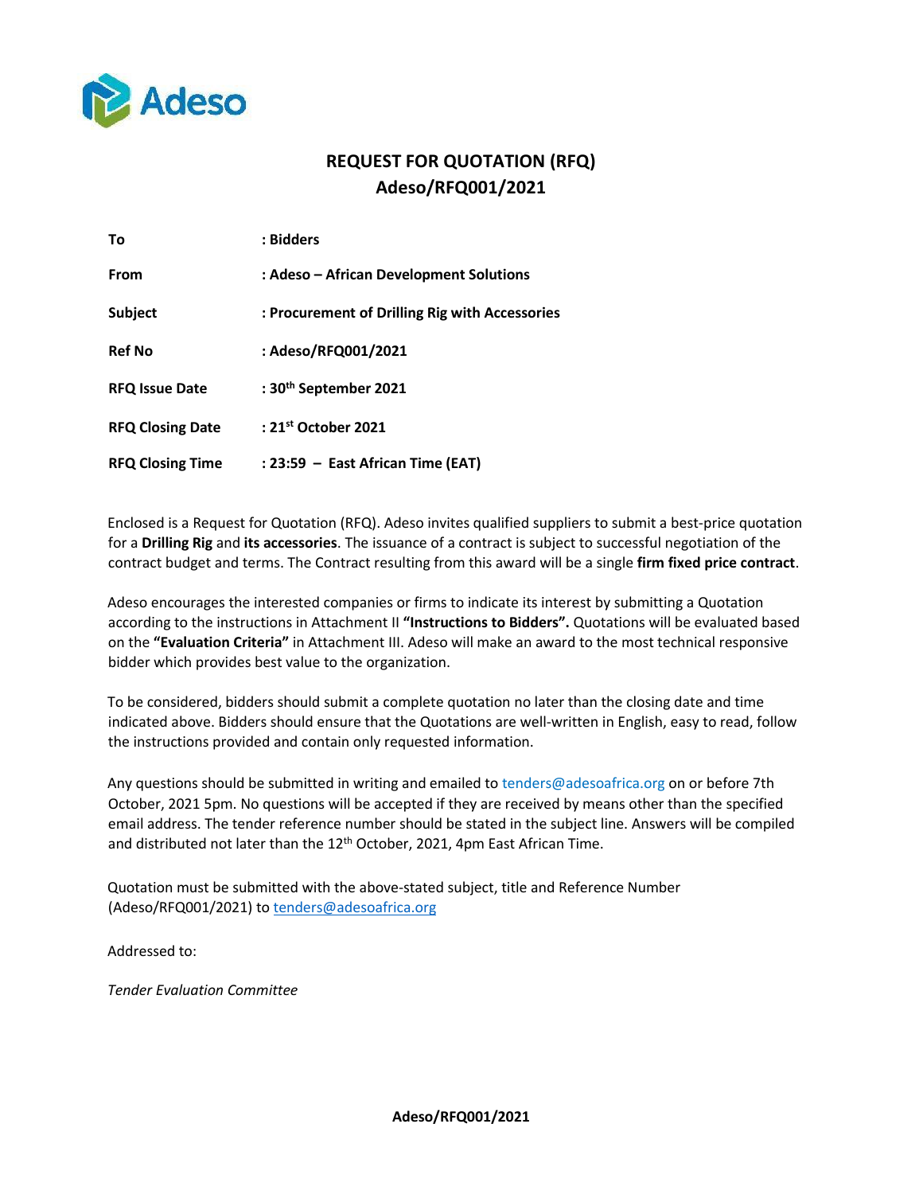Adeso

# REQUEST FOR QUOTATION (RFQ)
# Adeso/RFQ001/2021

| | |
|---|---|
| **To** | **: Bidders** |
| **From** | **: Adeso – African Development Solutions** |
| **Subject** | **: Procurement of Drilling Rig with Accessories** |
| **Ref No** | **: Adeso/RFQ001/2021** |
| **RFQ Issue Date** | **: 30th September 2021** |
| **RFQ Closing Date** | **: 21st October 2021** |
| **RFQ Closing Time** | **: 23:59 – East African Time (EAT)** |

Enclosed is a Request for Quotation (RFQ). Adeso invites qualified suppliers to submit a best-price quotation for a **Drilling Rig** and **its accessories**. The issuance of a contract is subject to successful negotiation of the contract budget and terms. The Contract resulting from this award will be a single **firm fixed price contract**.

Adeso encourages the interested companies or firms to indicate its interest by submitting a Quotation according to the instructions in Attachment II **"Instructions to Bidders".** Quotations will be evaluated based on the **"Evaluation Criteria"** in Attachment III. Adeso will make an award to the most technical responsive bidder which provides best value to the organization.

To be considered, bidders should submit a complete quotation no later than the closing date and time indicated above. Bidders should ensure that the Quotations are well-written in English, easy to read, follow the instructions provided and contain only requested information.

Any questions should be submitted in writing and emailed to tenders@adesoafrica.org on or before 7th October, 2021 5pm. No questions will be accepted if they are received by means other than the specified email address. The tender reference number should be stated in the subject line. Answers will be compiled and distributed not later than the 12th October, 2021, 4pm East African Time.

Quotation must be submitted with the above-stated subject, title and Reference Number (Adeso/RFQ001/2021) to tenders@adesoafrica.org

Addressed to:

*Tender Evaluation Committee*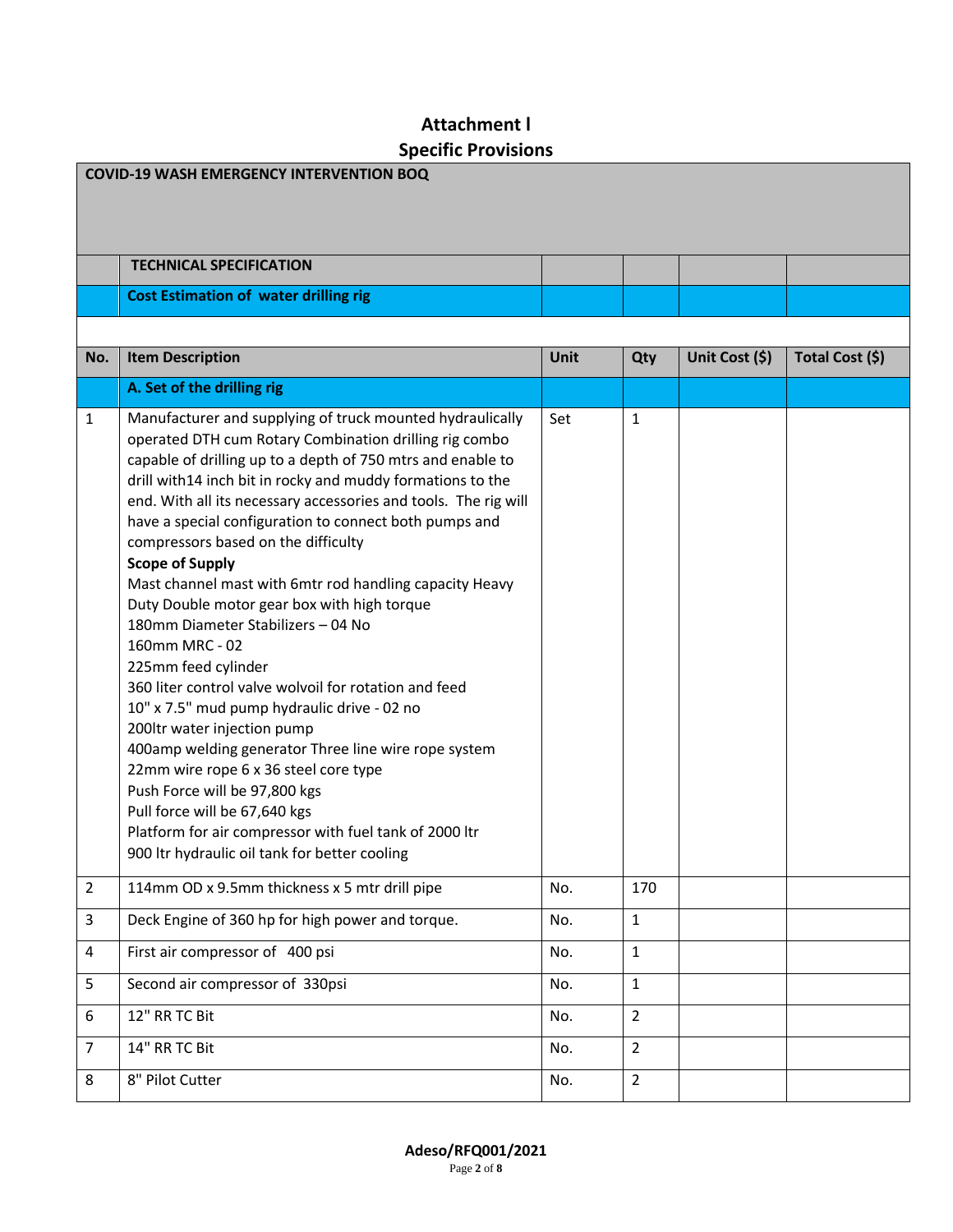# Attachment l

## Specific Provisions

| **COVID-19 WASH EMERGENCY INTERVENTION BOQ** | | | | | |
|---|---|---|---|---|---|
| | **TECHNICAL SPECIFICATION** | | | | |
| | **Cost Estimation of water drilling rig** | | | | |
| | | | | | |
| **No.** | **Item Description** | **Unit** | **Qty** | **Unit Cost ($)** | **Total Cost ($)** |
| | **A. Set of the drilling rig** | | | | |
| 1 | Manufacturer and supplying of truck mounted hydraulically operated DTH cum Rotary Combination drilling rig combo capable of drilling up to a depth of 750 mtrs and enable to drill with14 inch bit in rocky and muddy formations to the end. With all its necessary accessories and tools. The rig will have a special configuration to connect both pumps and compressors based on the difficulty<br>**Scope of Supply**<br>Mast channel mast with 6mtr rod handling capacity Heavy Duty Double motor gear box with high torque<br>180mm Diameter Stabilizers – 04 No<br>160mm MRC - 02<br>225mm feed cylinder<br>360 liter control valve wolvoil for rotation and feed<br>10" x 7.5" mud pump hydraulic drive - 02 no<br>200ltr water injection pump<br>400amp welding generator Three line wire rope system<br>22mm wire rope 6 x 36 steel core type<br>Push Force will be 97,800 kgs<br>Pull force will be 67,640 kgs<br>Platform for air compressor with fuel tank of 2000 ltr<br>900 ltr hydraulic oil tank for better cooling | Set | 1 | | |
| 2 | 114mm OD x 9.5mm thickness x 5 mtr drill pipe | No. | 170 | | |
| 3 | Deck Engine of 360 hp for high power and torque. | No. | 1 | | |
| 4 | First air compressor of 400 psi | No. | 1 | | |
| 5 | Second air compressor of 330psi | No. | 1 | | |
| 6 | 12" RR TC Bit | No. | 2 | | |
| 7 | 14" RR TC Bit | No. | 2 | | |
| 8 | 8" Pilot Cutter | No. | 2 | | |

**Adeso/RFQ001/2021**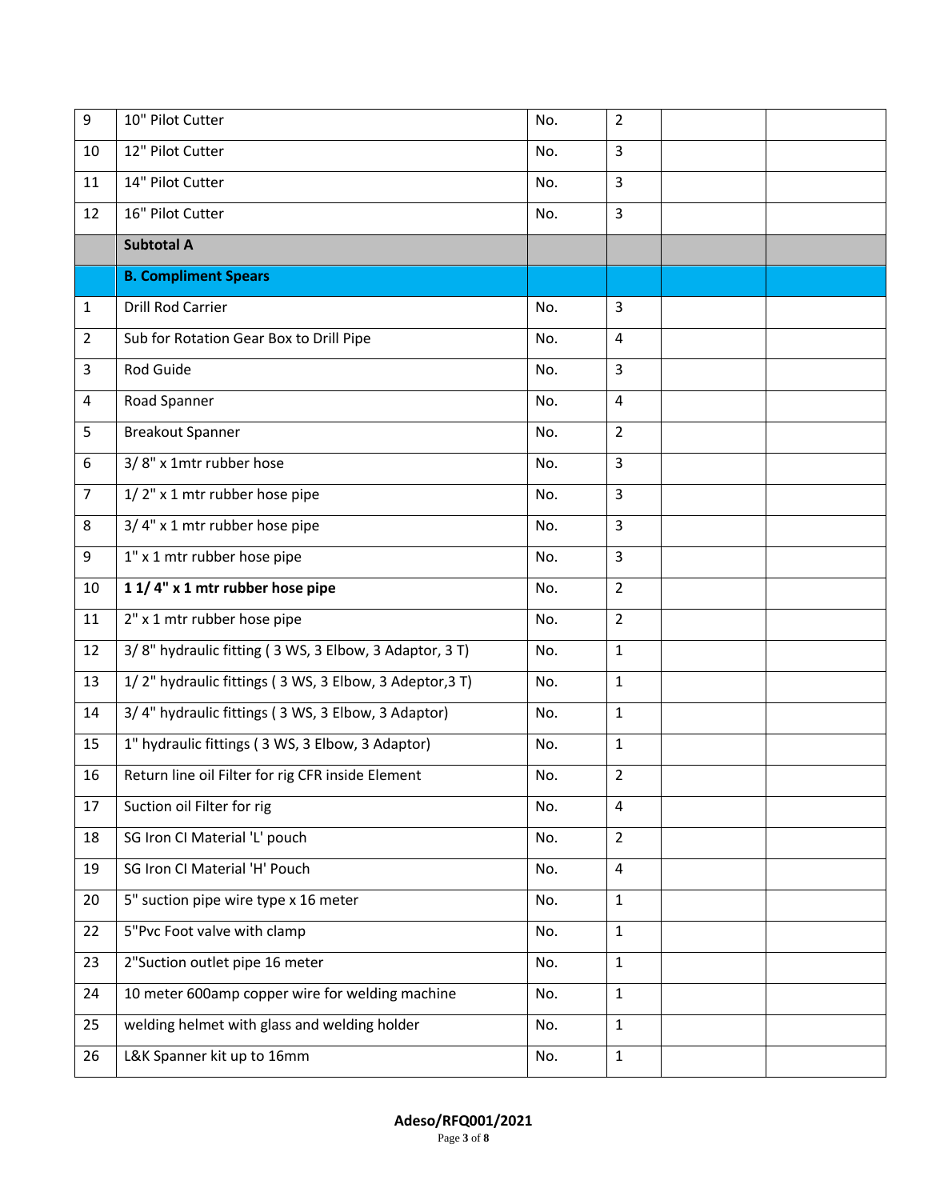| | | | | | |
|---|---|---|---|---|---|
| 9 | 10" Pilot Cutter | No. | 2 | | |
| 10 | 12" Pilot Cutter | No. | 3 | | |
| 11 | 14" Pilot Cutter | No. | 3 | | |
| 12 | 16" Pilot Cutter | No. | 3 | | |
| | **Subtotal A** | | | | |
| | **B. Compliment Spears** | | | | |
| 1 | Drill Rod Carrier | No. | 3 | | |
| 2 | Sub for Rotation Gear Box to Drill Pipe | No. | 4 | | |
| 3 | Rod Guide | No. | 3 | | |
| 4 | Road Spanner | No. | 4 | | |
| 5 | Breakout Spanner | No. | 2 | | |
| 6 | 3/ 8" x 1mtr rubber hose | No. | 3 | | |
| 7 | 1/ 2" x 1 mtr rubber hose pipe | No. | 3 | | |
| 8 | 3/ 4" x 1 mtr rubber hose pipe | No. | 3 | | |
| 9 | 1" x 1 mtr rubber hose pipe | No. | 3 | | |
| 10 | **1 1/ 4" x 1 mtr rubber hose pipe** | No. | 2 | | |
| 11 | 2" x 1 mtr rubber hose pipe | No. | 2 | | |
| 12 | 3/ 8" hydraulic fitting ( 3 WS, 3 Elbow, 3 Adaptor, 3 T) | No. | 1 | | |
| 13 | 1/ 2" hydraulic fittings ( 3 WS, 3 Elbow, 3 Adeptor,3 T) | No. | 1 | | |
| 14 | 3/ 4" hydraulic fittings ( 3 WS, 3 Elbow, 3 Adaptor) | No. | 1 | | |
| 15 | 1" hydraulic fittings ( 3 WS, 3 Elbow, 3 Adaptor) | No. | 1 | | |
| 16 | Return line oil Filter for rig CFR inside Element | No. | 2 | | |
| 17 | Suction oil Filter for rig | No. | 4 | | |
| 18 | SG Iron CI Material 'L' pouch | No. | 2 | | |
| 19 | SG Iron CI Material 'H' Pouch | No. | 4 | | |
| 20 | 5" suction pipe wire type x 16 meter | No. | 1 | | |
| 22 | 5"Pvc Foot valve with clamp | No. | 1 | | |
| 23 | 2"Suction outlet pipe 16 meter | No. | 1 | | |
| 24 | 10 meter 600amp copper wire for welding machine | No. | 1 | | |
| 25 | welding helmet with glass and welding holder | No. | 1 | | |
| 26 | L&K Spanner kit up to 16mm | No. | 1 | | |

**Adeso/RFQ001/2021**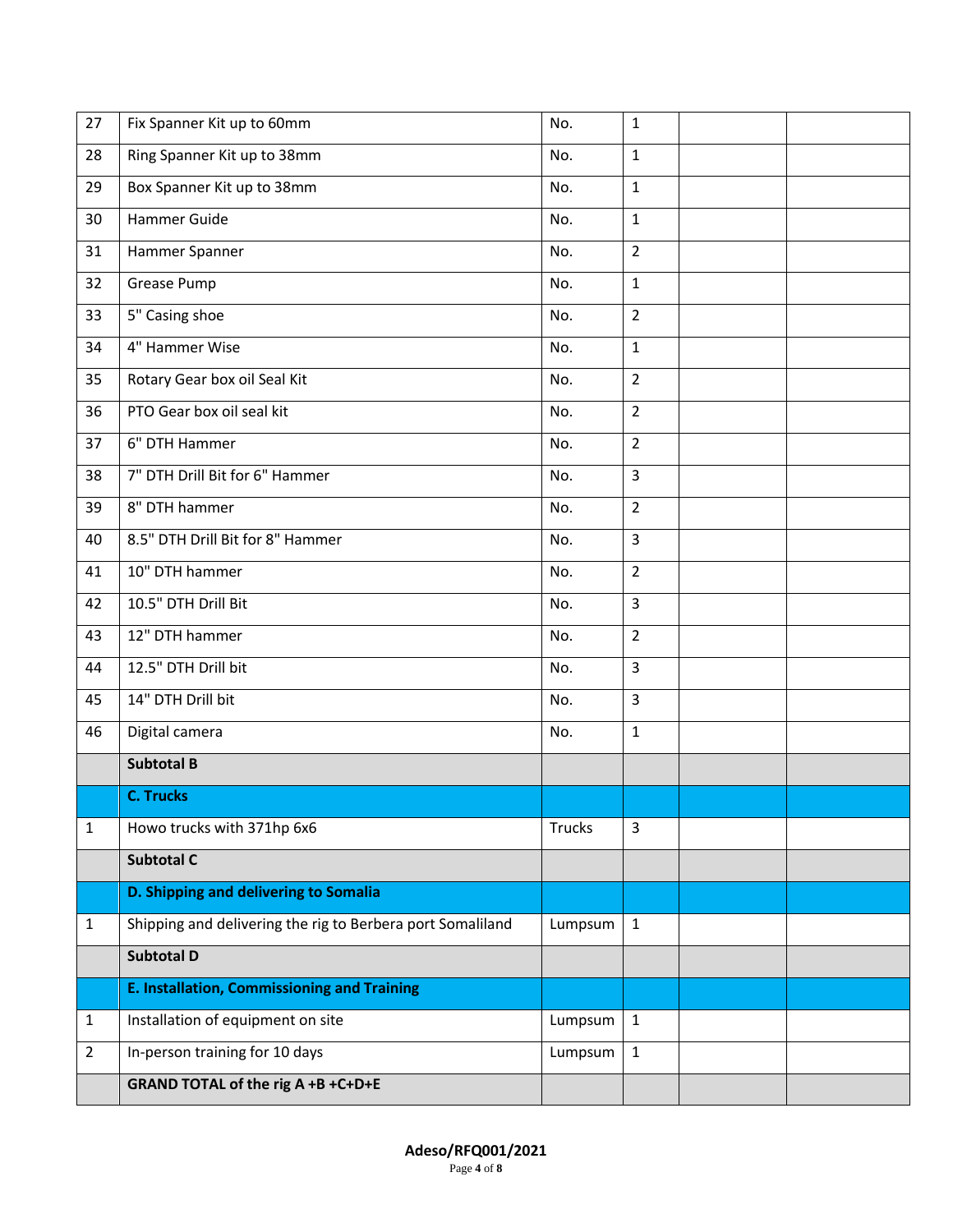| 27 | Fix Spanner Kit up to 60mm | No. | 1 | | |
|---|---|---|---|---|---|
| 28 | Ring Spanner Kit up to 38mm | No. | 1 | | |
| 29 | Box Spanner Kit up to 38mm | No. | 1 | | |
| 30 | Hammer Guide | No. | 1 | | |
| 31 | Hammer Spanner | No. | 2 | | |
| 32 | Grease Pump | No. | 1 | | |
| 33 | 5" Casing shoe | No. | 2 | | |
| 34 | 4" Hammer Wise | No. | 1 | | |
| 35 | Rotary Gear box oil Seal Kit | No. | 2 | | |
| 36 | PTO Gear box oil seal kit | No. | 2 | | |
| 37 | 6" DTH Hammer | No. | 2 | | |
| 38 | 7" DTH Drill Bit for 6" Hammer | No. | 3 | | |
| 39 | 8" DTH hammer | No. | 2 | | |
| 40 | 8.5" DTH Drill Bit for 8" Hammer | No. | 3 | | |
| 41 | 10" DTH hammer | No. | 2 | | |
| 42 | 10.5" DTH Drill Bit | No. | 3 | | |
| 43 | 12" DTH hammer | No. | 2 | | |
| 44 | 12.5" DTH Drill bit | No. | 3 | | |
| 45 | 14" DTH Drill bit | No. | 3 | | |
| 46 | Digital camera | No. | 1 | | |
| | **Subtotal B** | | | | |
| | **C. Trucks** | | | | |
| 1 | Howo trucks with 371hp 6x6 | Trucks | 3 | | |
| | **Subtotal C** | | | | |
| | **D. Shipping and delivering to Somalia** | | | | |
| 1 | Shipping and delivering the rig to Berbera port Somaliland | Lumpsum | 1 | | |
| | **Subtotal D** | | | | |
| | **E. Installation, Commissioning and Training** | | | | |
| 1 | Installation of equipment on site | Lumpsum | 1 | | |
| 2 | In-person training for 10 days | Lumpsum | 1 | | |
| | **GRAND TOTAL of the rig A +B +C+D+E** | | | | |

**Adeso/RFQ001/2021**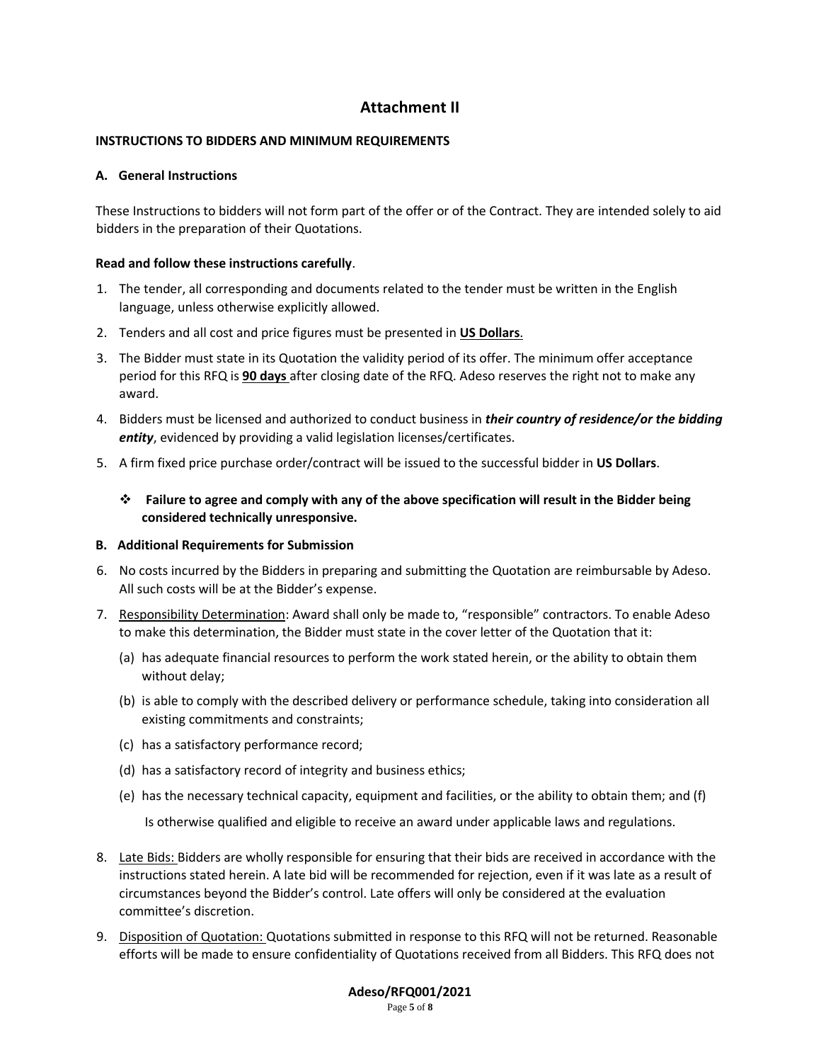# Attachment II

**INSTRUCTIONS TO BIDDERS AND MINIMUM REQUIREMENTS**

**A. General Instructions**

These Instructions to bidders will not form part of the offer or of the Contract. They are intended solely to aid bidders in the preparation of their Quotations.

**Read and follow these instructions carefully**.

1. The tender, all corresponding and documents related to the tender must be written in the English language, unless otherwise explicitly allowed.
2. Tenders and all cost and price figures must be presented in **US Dollars**.
3. The Bidder must state in its Quotation the validity period of its offer. The minimum offer acceptance period for this RFQ is **90 days** after closing date of the RFQ. Adeso reserves the right not to make any award.
4. Bidders must be licensed and authorized to conduct business in ***their country of residence/or the bidding entity***, evidenced by providing a valid legislation licenses/certificates.
5. A firm fixed price purchase order/contract will be issued to the successful bidder in **US Dollars**.

❖ **Failure to agree and comply with any of the above specification will result in the Bidder being considered technically unresponsive.**

**B. Additional Requirements for Submission**

6. No costs incurred by the Bidders in preparing and submitting the Quotation are reimbursable by Adeso. All such costs will be at the Bidder's expense.
7. Responsibility Determination: Award shall only be made to, "responsible" contractors. To enable Adeso to make this determination, the Bidder must state in the cover letter of the Quotation that it:
   (a) has adequate financial resources to perform the work stated herein, or the ability to obtain them without delay;
   (b) is able to comply with the described delivery or performance schedule, taking into consideration all existing commitments and constraints;
   (c) has a satisfactory performance record;
   (d) has a satisfactory record of integrity and business ethics;
   (e) has the necessary technical capacity, equipment and facilities, or the ability to obtain them; and (f) Is otherwise qualified and eligible to receive an award under applicable laws and regulations.
8. Late Bids: Bidders are wholly responsible for ensuring that their bids are received in accordance with the instructions stated herein. A late bid will be recommended for rejection, even if it was late as a result of circumstances beyond the Bidder's control. Late offers will only be considered at the evaluation committee's discretion.
9. Disposition of Quotation: Quotations submitted in response to this RFQ will not be returned. Reasonable efforts will be made to ensure confidentiality of Quotations received from all Bidders. This RFQ does not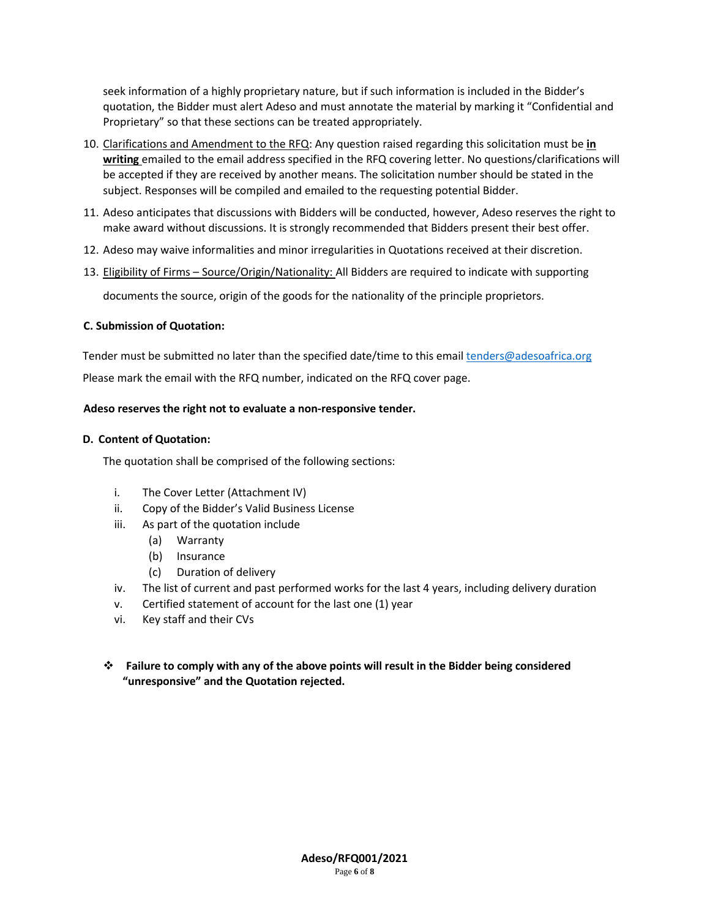seek information of a highly proprietary nature, but if such information is included in the Bidder's quotation, the Bidder must alert Adeso and must annotate the material by marking it "Confidential and Proprietary" so that these sections can be treated appropriately.

10. Clarifications and Amendment to the RFQ: Any question raised regarding this solicitation must be **in writing** emailed to the email address specified in the RFQ covering letter. No questions/clarifications will be accepted if they are received by another means. The solicitation number should be stated in the subject. Responses will be compiled and emailed to the requesting potential Bidder.
11. Adeso anticipates that discussions with Bidders will be conducted, however, Adeso reserves the right to make award without discussions. It is strongly recommended that Bidders present their best offer.
12. Adeso may waive informalities and minor irregularities in Quotations received at their discretion.
13. Eligibility of Firms – Source/Origin/Nationality: All Bidders are required to indicate with supporting documents the source, origin of the goods for the nationality of the principle proprietors.

**C. Submission of Quotation:**

Tender must be submitted no later than the specified date/time to this email tenders@adesoafrica.org

Please mark the email with the RFQ number, indicated on the RFQ cover page.

**Adeso reserves the right not to evaluate a non-responsive tender.**

**D. Content of Quotation:**

The quotation shall be comprised of the following sections:

i. The Cover Letter (Attachment IV)
ii. Copy of the Bidder's Valid Business License
iii. As part of the quotation include
   (a) Warranty
   (b) Insurance
   (c) Duration of delivery
iv. The list of current and past performed works for the last 4 years, including delivery duration
v. Certified statement of account for the last one (1) year
vi. Key staff and their CVs

- **Failure to comply with any of the above points will result in the Bidder being considered "unresponsive" and the Quotation rejected.**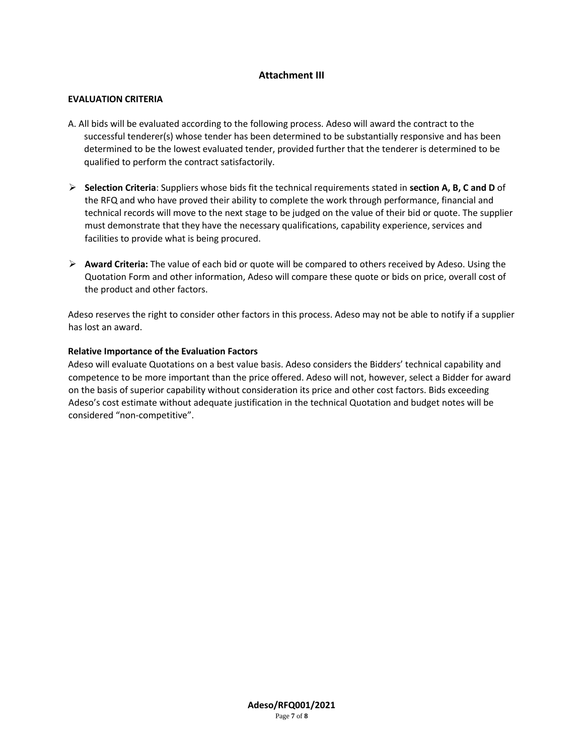## Attachment III

**EVALUATION CRITERIA**

A. All bids will be evaluated according to the following process. Adeso will award the contract to the successful tenderer(s) whose tender has been determined to be substantially responsive and has been determined to be the lowest evaluated tender, provided further that the tenderer is determined to be qualified to perform the contract satisfactorily.

- **Selection Criteria**: Suppliers whose bids fit the technical requirements stated in **section A, B, C and D** of the RFQ and who have proved their ability to complete the work through performance, financial and technical records will move to the next stage to be judged on the value of their bid or quote. The supplier must demonstrate that they have the necessary qualifications, capability experience, services and facilities to provide what is being procured.

- **Award Criteria:** The value of each bid or quote will be compared to others received by Adeso. Using the Quotation Form and other information, Adeso will compare these quote or bids on price, overall cost of the product and other factors.

Adeso reserves the right to consider other factors in this process. Adeso may not be able to notify if a supplier has lost an award.

**Relative Importance of the Evaluation Factors**

Adeso will evaluate Quotations on a best value basis. Adeso considers the Bidders' technical capability and competence to be more important than the price offered. Adeso will not, however, select a Bidder for award on the basis of superior capability without consideration its price and other cost factors. Bids exceeding Adeso's cost estimate without adequate justification in the technical Quotation and budget notes will be considered "non-competitive".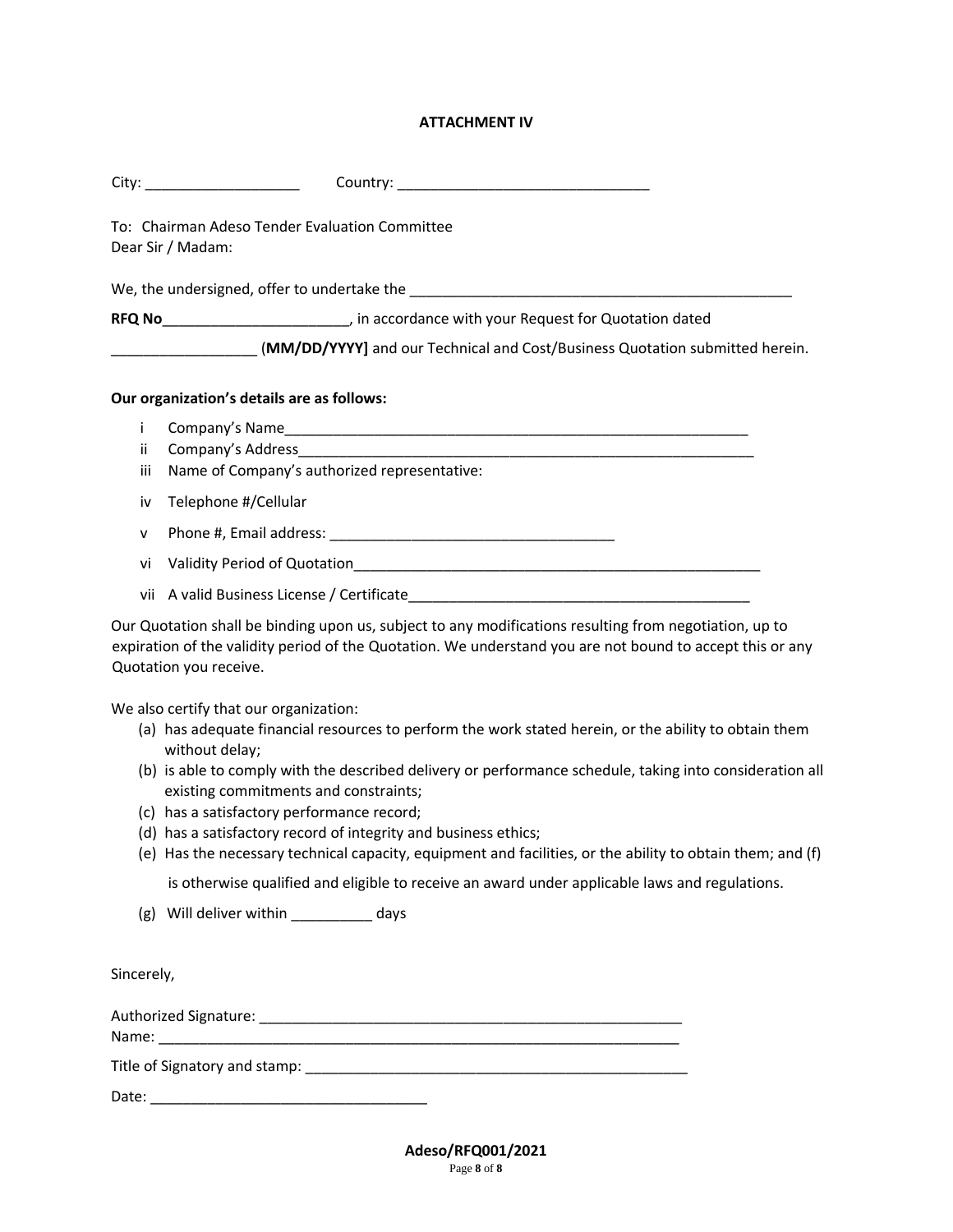**ATTACHMENT IV**

City: ___________________ Country: _______________________________

To: Chairman Adeso Tender Evaluation Committee
Dear Sir / Madam:

We, the undersigned, offer to undertake the ________________________________________________

**RFQ No**_______________________, in accordance with your Request for Quotation dated

_________________ (**MM/DD/YYYY]** and our Technical and Cost/Business Quotation submitted herein.

**Our organization's details are as follows:**

- i Company's Name___________________________________________________________
- ii Company's Address_________________________________________________________
- iii Name of Company's authorized representative:
- iv Telephone #/Cellular
- v Phone #, Email address: ___________________________________
- vi Validity Period of Quotation_____________________________________________________
- vii A valid Business License / Certificate__________________________________________

Our Quotation shall be binding upon us, subject to any modifications resulting from negotiation, up to expiration of the validity period of the Quotation. We understand you are not bound to accept this or any Quotation you receive.

We also certify that our organization:

(a) has adequate financial resources to perform the work stated herein, or the ability to obtain them without delay;
(b) is able to comply with the described delivery or performance schedule, taking into consideration all existing commitments and constraints;
(c) has a satisfactory performance record;
(d) has a satisfactory record of integrity and business ethics;
(e) Has the necessary technical capacity, equipment and facilities, or the ability to obtain them; and (f) is otherwise qualified and eligible to receive an award under applicable laws and regulations.
(g) Will deliver within __________ days

Sincerely,

Authorized Signature: _____________________________________________________
Name: _________________________________________________________________

Title of Signatory and stamp: _______________________________________________

Date: __________________________________